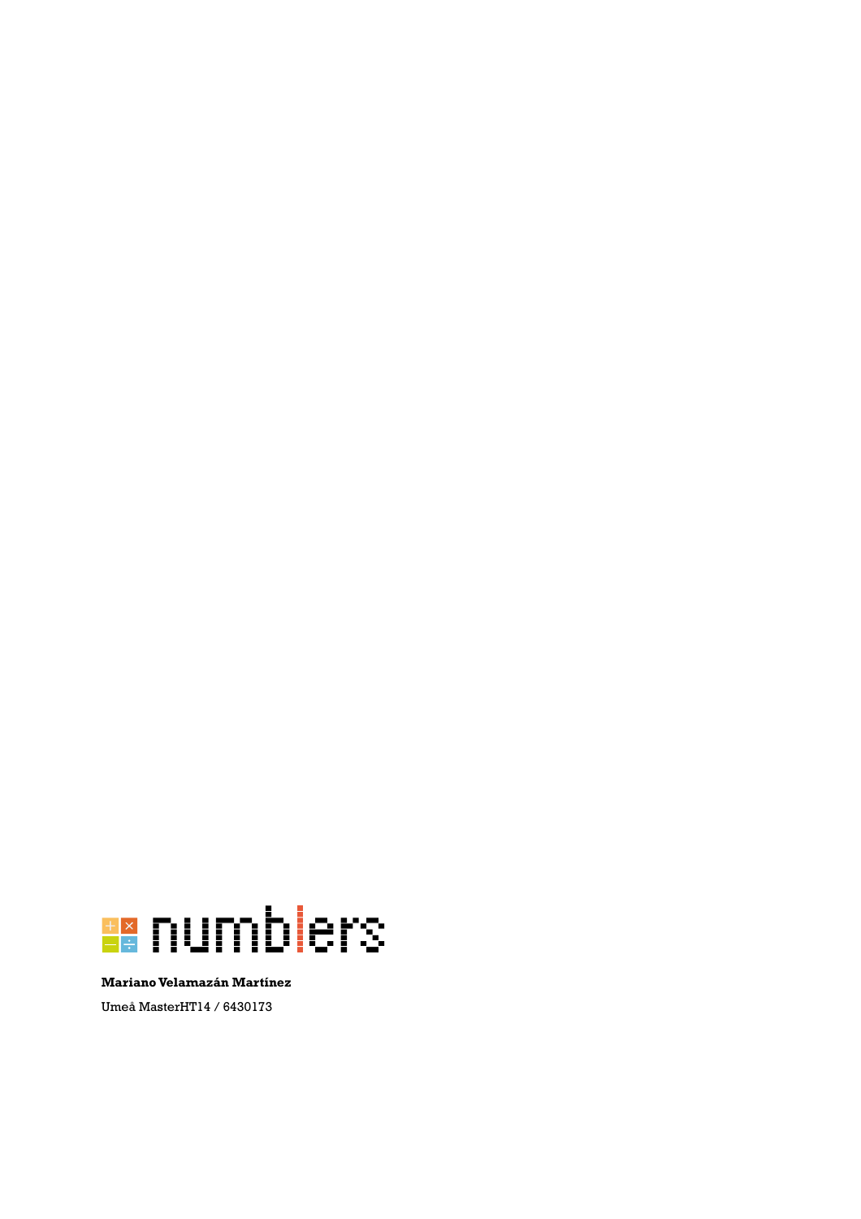# numblers

**Mariano Velamazán Martínez**

Umeå MasterHT14 / 6430173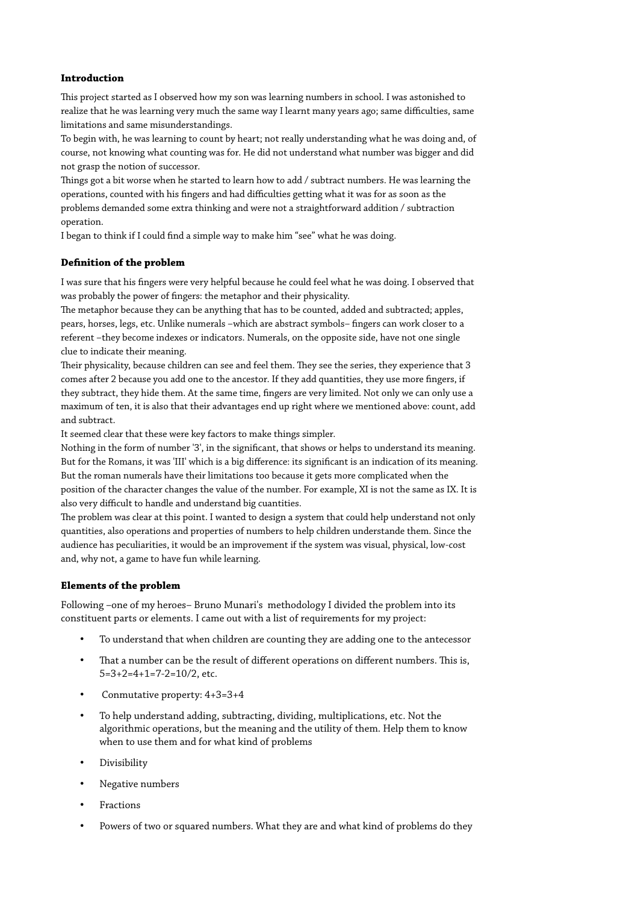**Introduction**

This project started as I observed how my son was learning numbers in school. I was astonished to realize that he was learning very much the same way I learnt many years ago; same difficulties, same limitations and same misunderstandings.

To begin with, he was learning to count by heart; not really understanding what he was doing and, of course, not knowing what counting was for. He did not understand what number was bigger and did not grasp the notion of successor.

Things got a bit worse when he started to learn how to add / subtract numbers. He was learning the operations, counted with his fingers and had difficulties getting what it was for as soon as the problems demanded some extra thinking and were not a straightforward addition / subtraction operation.

I began to think if I could find a simple way to make him "see" what he was doing.

**Definition of the problem**

I was sure that his fingers were very helpful because he could feel what he was doing. I observed that was probably the power of fingers: the metaphor and their physicality.

The metaphor because they can be anything that has to be counted, added and subtracted; apples, pears, horses, legs, etc. Unlike numerals –which are abstract symbols– fingers can work closer to a referent –they become indexes or indicators. Numerals, on the opposite side, have not one single clue to indicate their meaning.

Their physicality, because children can see and feel them. They see the series, they experience that 3 comes after 2 because you add one to the ancestor. If they add quantities, they use more fingers, if they subtract, they hide them. At the same time, fingers are very limited. Not only we can only use a maximum of ten, it is also that their advantages end up right where we mentioned above: count, add and subtract.

It seemed clear that these were key factors to make things simpler.

Nothing in the form of number '3', in the significant, that shows or helps to understand its meaning. But for the Romans, it was 'III' which is a big difference: its significant is an indication of its meaning. But the roman numerals have their limitations too because it gets more complicated when the position of the character changes the value of the number. For example, XI is not the same as IX. It is also very difficult to handle and understand big cuantities.

The problem was clear at this point. I wanted to design a system that could help understand not only quantities, also operations and properties of numbers to help children understande them. Since the audience has peculiarities, it would be an improvement if the system was visual, physical, low-cost and, why not, a game to have fun while learning.

**Elements of the problem**

Following –one of my heroes– Bruno Munari's methodology I divided the problem into its constituent parts or elements. I came out with a list of requirements for my project:

- To understand that when children are counting they are adding one to the antecessor
- That a number can be the result of different operations on different numbers. This is, 5=3+2=4+1=7-2=10/2, etc.
- Conmutative property: 4+3=3+4
- To help understand adding, subtracting, dividing, multiplications, etc. Not the algorithmic operations, but the meaning and the utility of them. Help them to know when to use them and for what kind of problems
- Divisibility
- Negative numbers
- Fractions
- Powers of two or squared numbers. What they are and what kind of problems do they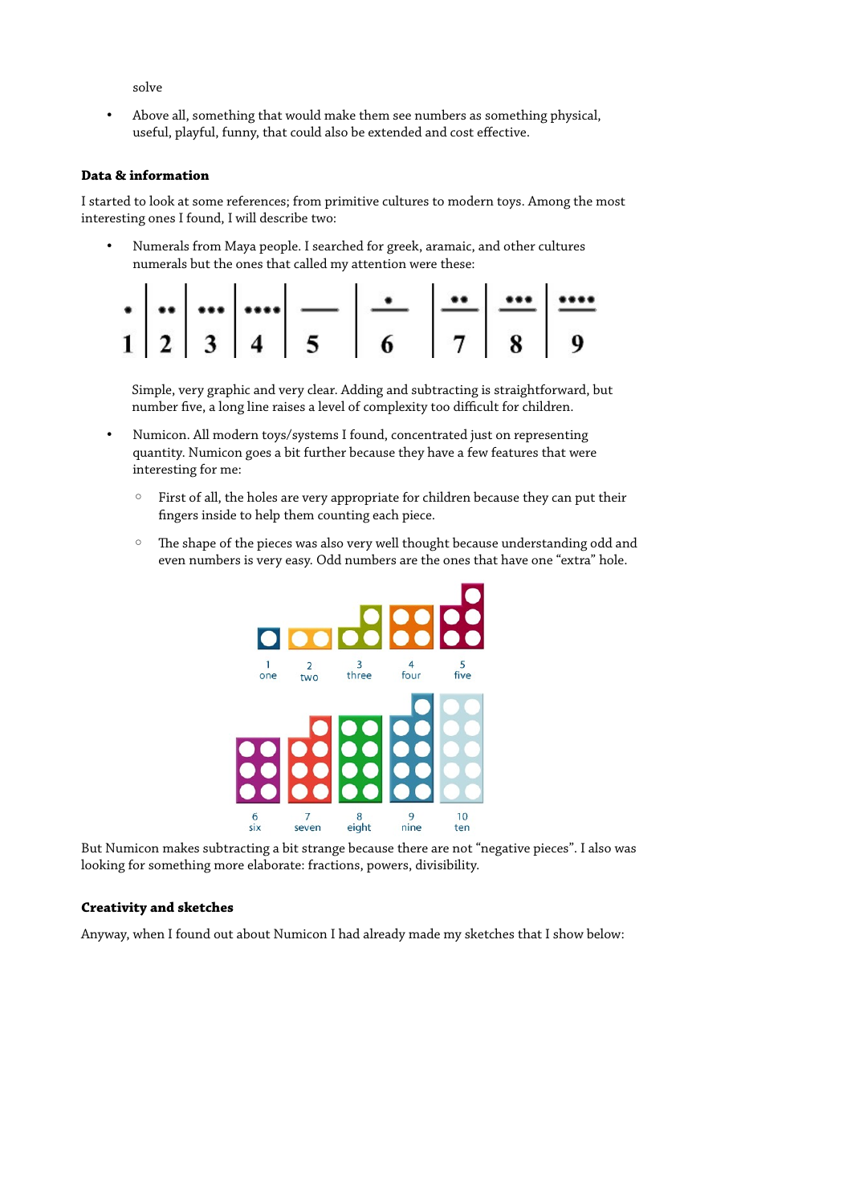solve

- Above all, something that would make them see numbers as something physical, useful, playful, funny, that could also be extended and cost effective.

**Data & information**

I started to look at some references; from primitive cultures to modern toys. Among the most interesting ones I found, I will describe two:

- Numerals from Maya people. I searched for greek, aramaic, and other cultures numerals but the ones that called my attention were these:

  Simple, very graphic and very clear. Adding and subtracting is straightforward, but number five, a long line raises a level of complexity too difficult for children.

- Numicon. All modern toys/systems I found, concentrated just on representing quantity. Numicon goes a bit further because they have a few features that were interesting for me:
  - First of all, the holes are very appropriate for children because they can put their fingers inside to help them counting each piece.
  - The shape of the pieces was also very well thought because understanding odd and even numbers is very easy. Odd numbers are the ones that have one "extra" hole.

But Numicon makes subtracting a bit strange because there are not "negative pieces". I also was looking for something more elaborate: fractions, powers, divisibility.

**Creativity and sketches**

Anyway, when I found out about Numicon I had already made my sketches that I show below: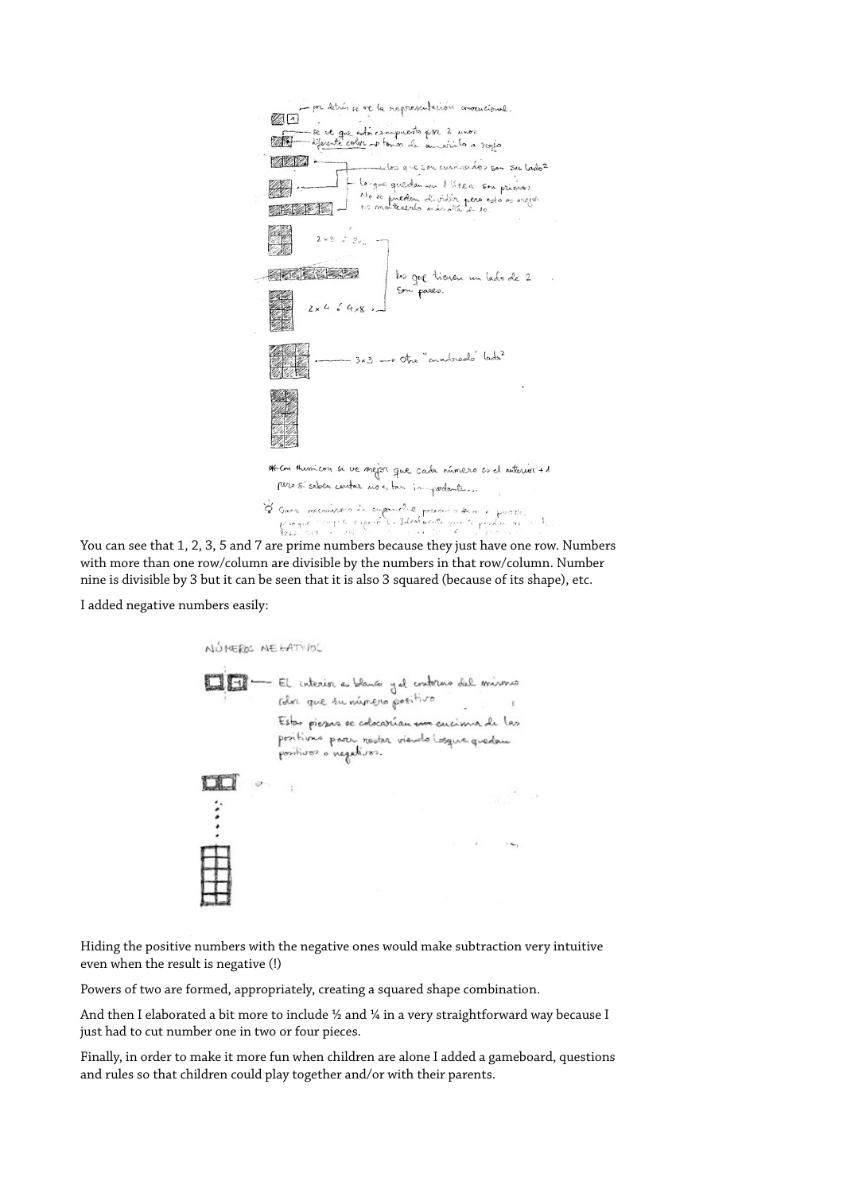You can see that 1, 2, 3, 5 and 7 are prime numbers because they just have one row. Numbers with more than one row/column are divisible by the numbers in that row/column. Number nine is divisible by 3 but it can be seen that it is also 3 squared (because of its shape), etc.

I added negative numbers easily:

Hiding the positive numbers with the negative ones would make subtraction very intuitive even when the result is negative (!)

Powers of two are formed, appropriately, creating a squared shape combination.

And then I elaborated a bit more to include ½ and ¼ in a very straightforward way because I just had to cut number one in two or four pieces.

Finally, in order to make it more fun when children are alone I added a gameboard, questions and rules so that children could play together and/or with their parents.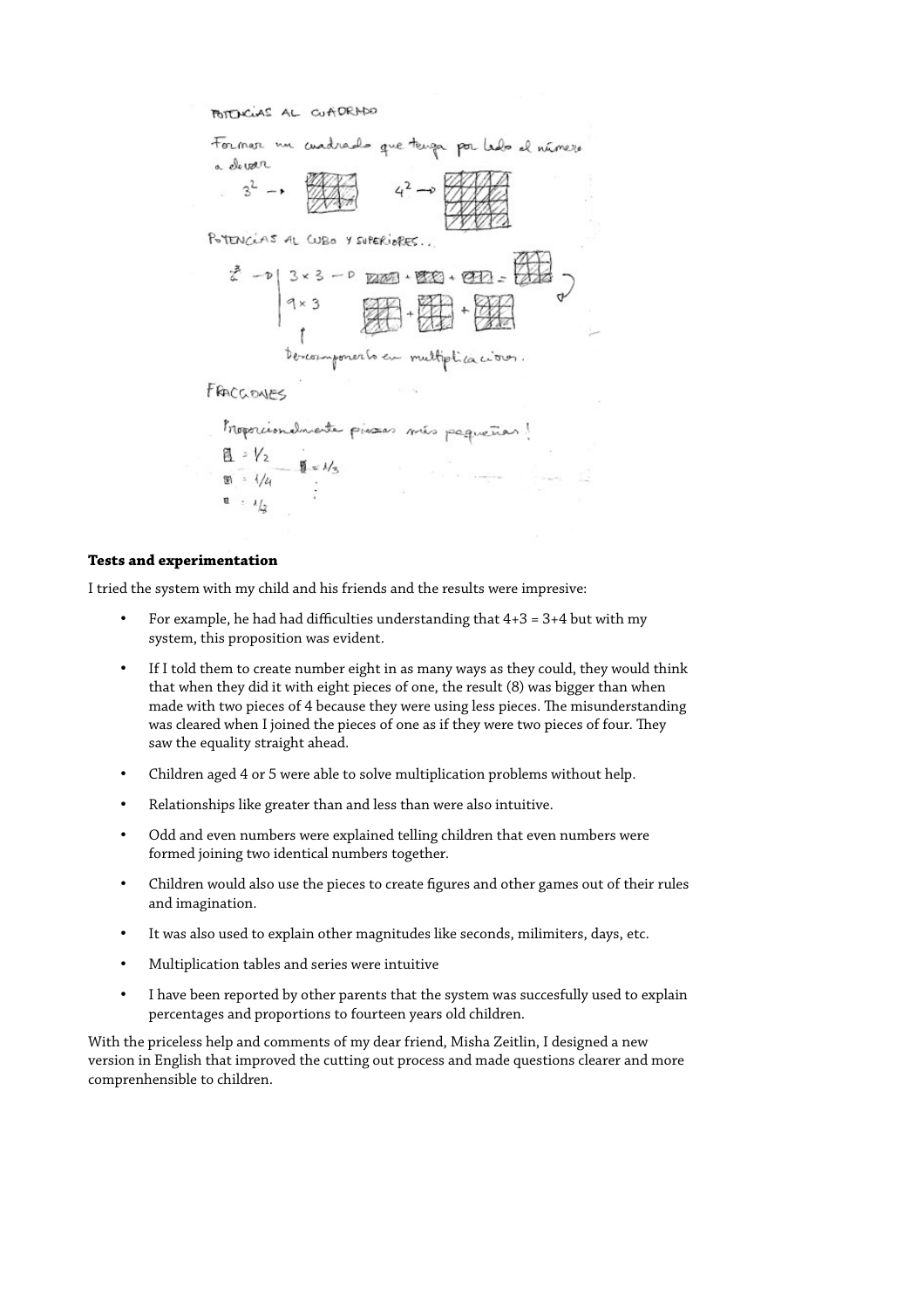POTENCIAS AL CUADRADO

Formar un cuadrado que tenga por lado el número a elevar

$3^2 \rightarrow$ $4^2 \rightarrow$

POTENCIAS AL CUBO Y SUPERIORES...

$3^3 \rightarrow$ | $3 \times 3 \rightarrow$ + + =

| $9 \times 3$ + +

Descomponerlo en multiplicaciones.

FRACCIONES

Proporcionalmente piezas más pequeñas!

= $1/2$ = $1/3$

= $1/4$ ⋮

= $1/8$

**Tests and experimentation**

I tried the system with my child and his friends and the results were impresive:

- For example, he had had difficulties understanding that 4+3 = 3+4 but with my system, this proposition was evident.
- If I told them to create number eight in as many ways as they could, they would think that when they did it with eight pieces of one, the result (8) was bigger than when made with two pieces of 4 because they were using less pieces. The misunderstanding was cleared when I joined the pieces of one as if they were two pieces of four. They saw the equality straight ahead.
- Children aged 4 or 5 were able to solve multiplication problems without help.
- Relationships like greater than and less than were also intuitive.
- Odd and even numbers were explained telling children that even numbers were formed joining two identical numbers together.
- Children would also use the pieces to create figures and other games out of their rules and imagination.
- It was also used to explain other magnitudes like seconds, milimiters, days, etc.
- Multiplication tables and series were intuitive
- I have been reported by other parents that the system was succesfully used to explain percentages and proportions to fourteen years old children.

With the priceless help and comments of my dear friend, Misha Zeitlin, I designed a new version in English that improved the cutting out process and made questions clearer and more comprenhensible to children.